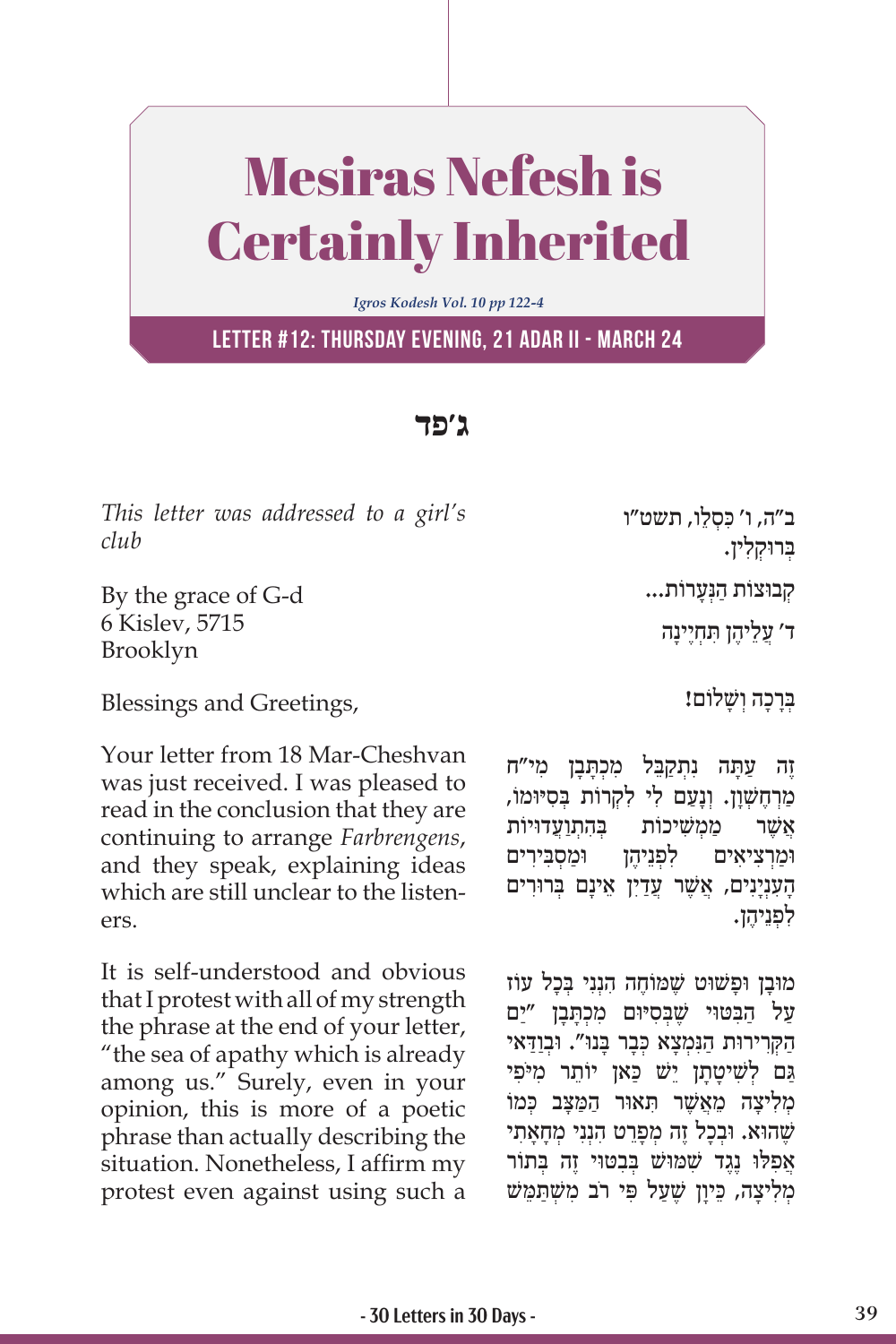# Mesiras Nefesh is Certainly Inherited

*Igros Kodesh Vol. 10 pp 122-4*

**LETTER #12: THURSDAY EVENING, 21 ADAR II - MARCH 24**

## ג׳פד

*This letter was addressed to a girl's club*

By the grace of G-d
6 Kislev, 5715
Brooklyn

Blessings and Greetings,

Your letter from 18 Mar-Cheshvan was just received. I was pleased to read in the conclusion that they are continuing to arrange *Farbrengens*, and they speak, explaining ideas which are still unclear to the listeners.

It is self-understood and obvious that I protest with all of my strength the phrase at the end of your letter, "the sea of apathy which is already among us." Surely, even in your opinion, this is more of a poetic phrase than actually describing the situation. Nonetheless, I affirm my protest even against using such a

ב״ה, ו׳ כִּסְלֵו, תשט״ו
בְּרוּקְלִין.

קְבוּצוֹת הַנְּעָרוֹת...

ד׳ עֲלֵיהֶן תִּחְיֶינָה

בְּרָכָה וְשָׁלוֹם!

זֶה עַתָּה נִתְקַבֵּל מִכְתָּבָן מִי״ח מַרְחֶשְׁוָן. וְנָעַם לִי לִקְרוֹת בְּסִיּוּמוֹ, אֲשֶׁר מַמְשִׁיכוֹת בְּהִתְוַעֲדוּיוֹת וּמַרְצִיאִים לִפְנֵיהֶן וּמַסְבִּירִים הָעִנְיָנִים, אֲשֶׁר עֲדַיִן אֵינָם בְּרוּרִים לִפְנֵיהֶן.

מוּבָן וּפָשׁוּט שֶׁמּוֹחֶה הִנְנִי בְּכָל עוֹז עַל הַבִּטּוּי שֶׁבְּסִיּוּם מִכְתָּבָן "יַם הַקְּרִירוּת הַנִּמְצָא כְּבָר בָּנוּ". וּבְוַדַּאי גַּם לְשִׁיטָתָן יֵשׁ כַּאן יוֹתֵר מִיֹּפִי מְלִיצָה מֵאֲשֶׁר תֵּאוּר הַמַּצָּב כְּמוֹ שֶׁהוּא. וּבְכָל זֶה מְפָרֵט הִנְנִי מְחָאָתִי אֲפִלּוּ נֶגֶד שִׁמּוּשׁ בְּבִטּוּי זֶה בְּתוֹר מְלִיצָה, כֵּיוָן שֶׁעַל פִּי רֹב מִשְׁתַּמֵּשׁ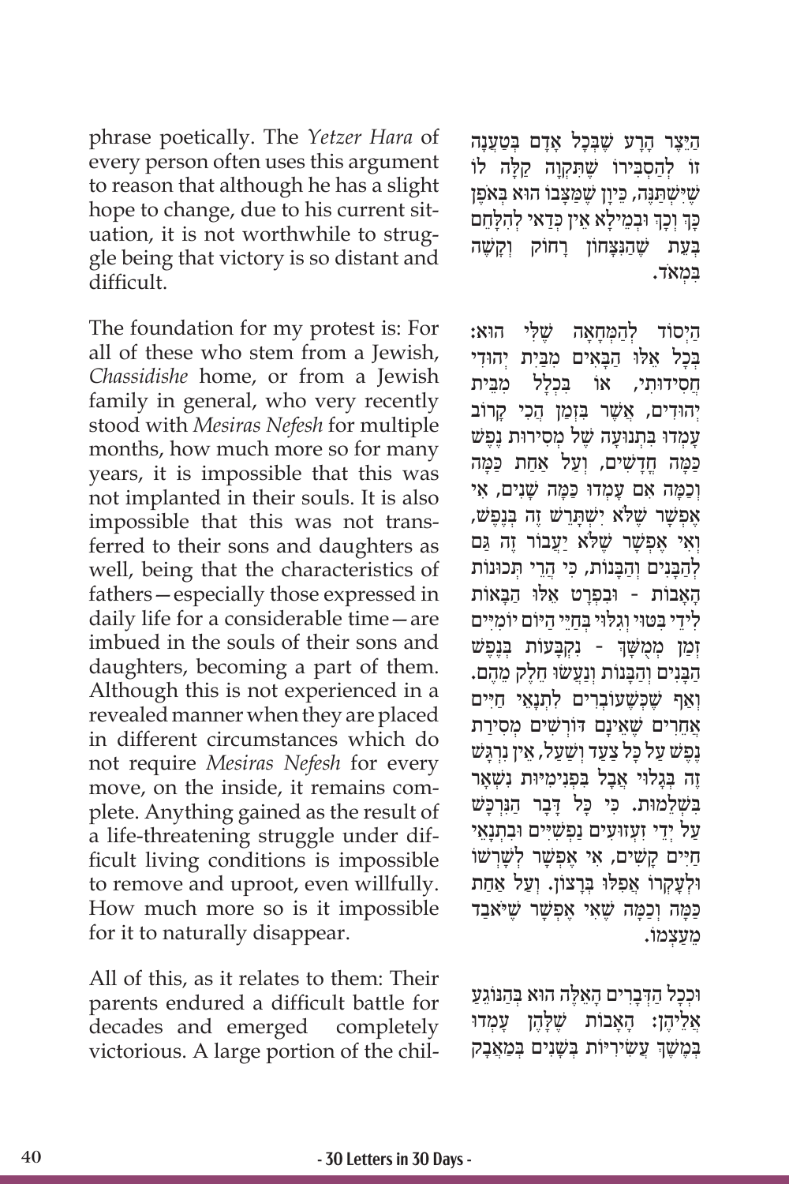phrase poetically. The *Yetzer Hara* of every person often uses this argument to reason that although he has a slight hope to change, due to his current situation, it is not worthwhile to struggle being that victory is so distant and difficult.

הַיֵּצֶר הָרָע שֶׁבְּכָל אָדָם בְּטַעֲנָה זוֹ לְהַסְבִּירוֹ שֶׁתִּקְוָה קַלָּה לוֹ שֶׁיִּשְׁתַּנֶּה, כֵּיוָן שֶׁמַּצָּבוֹ הוּא בְּאֹפֶן כָּךְ וְכָךְ וּבְמֵילָא אֵין כְּדַאי לְהִלָּחֵם בְּעֵת שֶׁהַנִּצָּחוֹן רָחוֹק וְקָשֶׁה בִּמְאֹד.

The foundation for my protest is: For all of these who stem from a Jewish, *Chassidishe* home, or from a Jewish family in general, who very recently stood with *Mesiras Nefesh* for multiple months, how much more so for many years, it is impossible that this was not implanted in their souls. It is also impossible that this was not transferred to their sons and daughters as well, being that the characteristics of fathers—especially those expressed in daily life for a considerable time—are imbued in the souls of their sons and daughters, becoming a part of them. Although this is not experienced in a revealed manner when they are placed in different circumstances which do not require *Mesiras Nefesh* for every move, on the inside, it remains complete. Anything gained as the result of a life-threatening struggle under difficult living conditions is impossible to remove and uproot, even willfully. How much more so is it impossible for it to naturally disappear.

הַיְסוֹד לְהַמְּחָאָה שֶׁלִּי הוּא: בְּכָל אֵלּוּ הַבָּאִים מִבֵּית יְהוּדִי חֲסִידוּתִי, אוֹ בִּכְלָל מִבֵּית יְהוּדִים, אֲשֶׁר בִּזְמַן הָכִי קָרוֹב עָמְדוּ בִּתְנוּעָה שֶׁל מְסִירוּת נֶפֶשׁ כַּמָּה חֳדָשִׁים, וְעַל אַחַת כַּמָּה וְכַמָּה אִם עָמְדוּ כַּמָּה שָׁנִים, אִי אֶפְשָׁר שֶׁלֹּא יִשְׁתָּרֵשׁ זֶה בְּנֶפֶשׁ, וְאִי אֶפְשָׁר שֶׁלֹּא יַעֲבוֹר זֶה גַּם לְהַבָּנִים וְהַבָּנוֹת, כִּי הֲרֵי תְּכוּנוֹת הָאָבוֹת - וּבִפְרָט אֵלּוּ הַבָּאוֹת לִידֵי בִּטּוּי וְגִלּוּי בְּחַיֵּי הַיּוֹם יוֹמִיִּים זְמַן מְמֻשָּׁךְ - נִקְבָּעוֹת בְּנֶפֶשׁ הַבָּנִים וְהַבָּנוֹת וְנַעֲשׂוּ חֵלֶק מֵהֶם. וְאַף שֶׁכְּשֶׁעוֹבְרִים לִתְנָאֵי חַיִּים אֲחֵרִים שֶׁאֵינָם דּוֹרְשִׁים מְסִירַת נֶפֶשׁ עַל כָּל צַעַד וָשַׁעַל, אֵין נִרְגָּשׁ זֶה בְּגָלוּי אֲבָל בִּפְנִימִיּוּת נִשְׁאָר בִּשְׁלֵמוּת. כִּי כָּל דָּבָר הַנִּרְכָּשׁ עַל יְדֵי זַעֲזוּעִים נַפְשִׁיִּים וּבִתְנָאֵי חַיִּים קָשִׁים, אִי אֶפְשָׁר לְשָׁרְשׁוֹ וּלְעָקְרוֹ אֲפִלּוּ בְּרָצוֹן. וְעַל אַחַת כַּמָּה וְכַמָּה שֶׁאִי אֶפְשָׁר שֶׁיֹּאבַד מֵעַצְמוֹ.

All of this, as it relates to them: Their parents endured a difficult battle for decades and emerged completely victorious. A large portion of the chil-

וּכְכָל הַדְּבָרִים הָאֵלֶּה הוּא בְּהַנּוֹגֵעַ אֲלֵיהֶן: הָאָבוֹת שֶׁלָּהֶן עָמְדוּ בְּמֶשֶׁךְ עֲשִׂירִיּוֹת בְּשָׁנִים בְּמַאֲבָק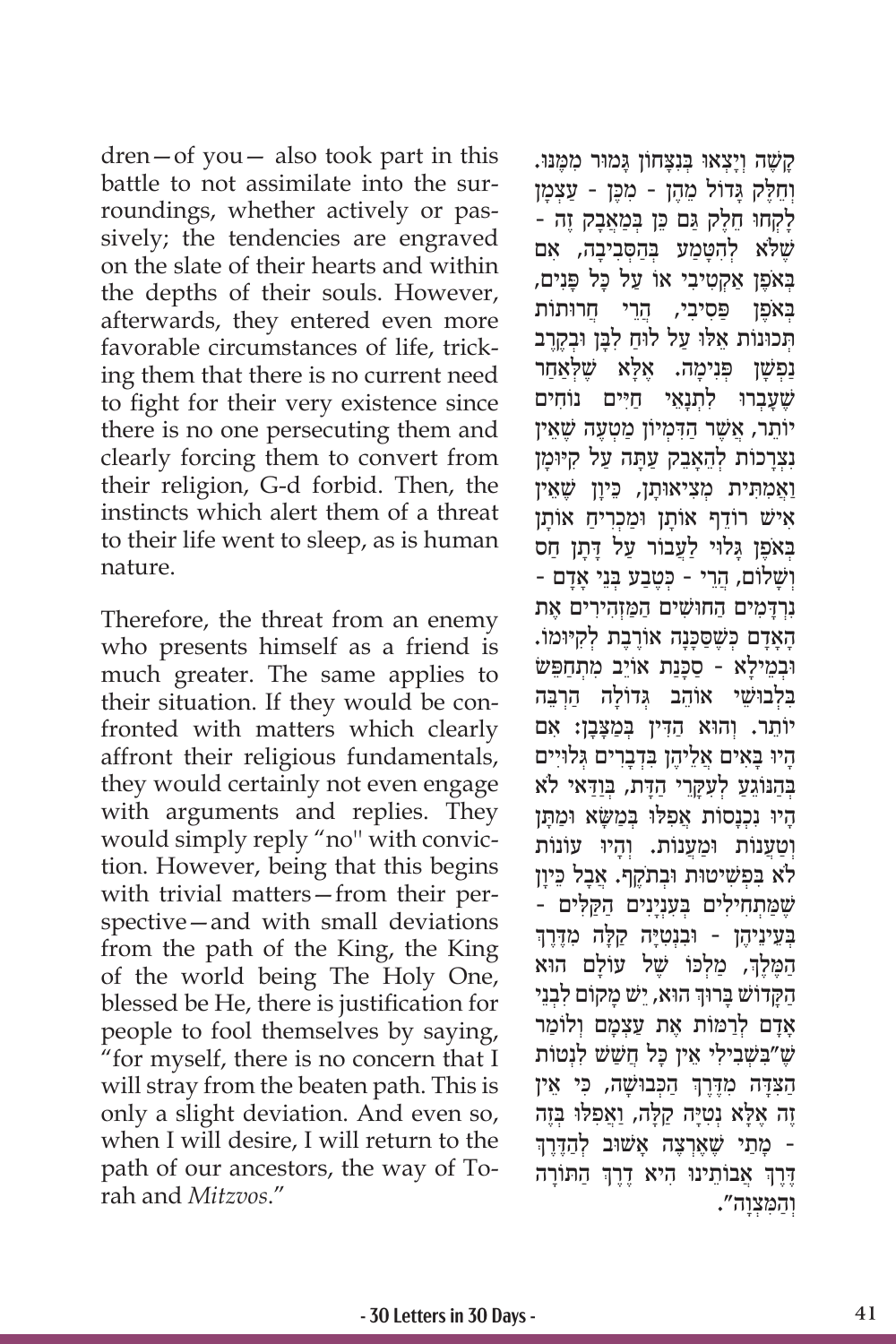dren—of you— also took part in this battle to not assimilate into the surroundings, whether actively or passively; the tendencies are engraved on the slate of their hearts and within the depths of their souls. However, afterwards, they entered even more favorable circumstances of life, tricking them that there is no current need to fight for their very existence since there is no one persecuting them and clearly forcing them to convert from their religion, G-d forbid. Then, the instincts which alert them of a threat to their life went to sleep, as is human nature.

Therefore, the threat from an enemy who presents himself as a friend is much greater. The same applies to their situation. If they would be confronted with matters which clearly affront their religious fundamentals, they would certainly not even engage with arguments and replies. They would simply reply "no" with conviction. However, being that this begins with trivial matters—from their perspective—and with small deviations from the path of the King, the King of the world being The Holy One, blessed be He, there is justification for people to fool themselves by saying, "for myself, there is no concern that I will stray from the beaten path. This is only a slight deviation. And even so, when I will desire, I will return to the path of our ancestors, the way of Torah and *Mitzvos*."

קָשֶׁה וְיָצְאוּ בְּנִצָּחוֹן גָּמוּר מִמֶּנּוּ. וְחֵלֶק גָּדוֹל מֵהֶן - מִכֶּן - עַצְמָן לָקְחוּ חֵלֶק גַּם כֵּן בְּמַאֲבָק זֶה - שֶׁלֹּא לְהִטָּמַע בַּהַסְּבִיבָה, אִם בְּאֹפֶן אַקְטִיבִי אוֹ עַל כָּל פָּנִים, בְּאֹפֶן פַּסִיבִי, הֲרֵי חֲרוּתוֹת תְּכוּנוֹת אֵלּוּ עַל לוּחַ לִבָּן וּבְקֶרֶב נַפְשָׁן פְּנִימָה. אֶלָּא שֶׁלְּאַחַר שֶׁעָבְרוּ לִתְנָאֵי חַיִּים נוֹחִים יוֹתֵר, אֲשֶׁר הַדִּמְיוֹן מַטְעֶה שֶׁאֵין נִצְרָכוֹת לְהֵאָבֵק עַתָּה עַל קִיּוּמָן וַאֲמִתִּית מְצִיאוּתָן, כֵּיוָן שֶׁאֵין אִישׁ רוֹדֵף אוֹתָן וּמַכְרִיחַ אוֹתָן בְּאֹפֶן גָּלוּי לַעֲבוֹר עַל דָּתָן חַס וְשָׁלוֹם, הֲרֵי - כְּטֶבַע בְּנֵי אָדָם - נִרְדָּמִים הַחוּשִׁים הַמַּזְהִירִים אֶת הָאָדָם כְּשֶׁסַּכָּנָה אוֹרֶבֶת לְקִיּוּמוֹ. וּבְמֵילָא - סַכָּנַת אוֹיֵב מִתְחַפֵּשׂ בִּלְבוּשֵׁי אוֹהֵב גְּדוֹלָה הַרְבֵּה יוֹתֵר. וְהוּא הַדִּין בְּמַצָּבָן: אִם הָיוּ בָּאִים אֲלֵיהֶן בִּדְבָרִים גְּלוּיִים בְּהַנּוֹגֵעַ לְעִקְּרֵי הַדָּת, בְּוַדַּאי לֹא הָיוּ נִכְנָסוֹת אֲפִלּוּ בְּמַשָּׂא וּמַתָּן וְטַעֲנוֹת וּמַעֲנוֹת. וְהָיוּ עוֹנוֹת לֹא בִּפְשִׁיטוּת וּבְתֹקֶף. אֲבָל כֵּיוָן שֶׁמַּתְחִילִים בְּעִנְיָנִים הַקַּלִּים - בְּעֵינֵיהֶן - וּבִנְטִיָּה קַלָּה מִדֶּרֶךְ הַמֶּלֶךְ, מַלְכּוֹ שֶׁל עוֹלָם הוּא הַקָּדוֹשׁ בָּרוּךְ הוּא, יֵשׁ מָקוֹם לִבְנֵי אָדָם לְרַמּוֹת אֶת עַצְמָם וְלוֹמַר שֶׁ"בִּשְׁבִילִי אֵין כָּל חֲשָׁשׁ לִנְטוֹת הַצִּדָּה מִדֶּרֶךְ הַכְּבוּשָׁה, כִּי אֵין זֶה אֶלָּא נְטִיָּה קַלָּה, וַאֲפִלּוּ בְּזֶה - מָתַי שֶׁאֶרְצֶה אָשׁוּב לְהַדֶּרֶךְ דֶּרֶךְ אֲבוֹתֵינוּ הִיא דֶּרֶךְ הַתּוֹרָה וְהַמִּצְוָה".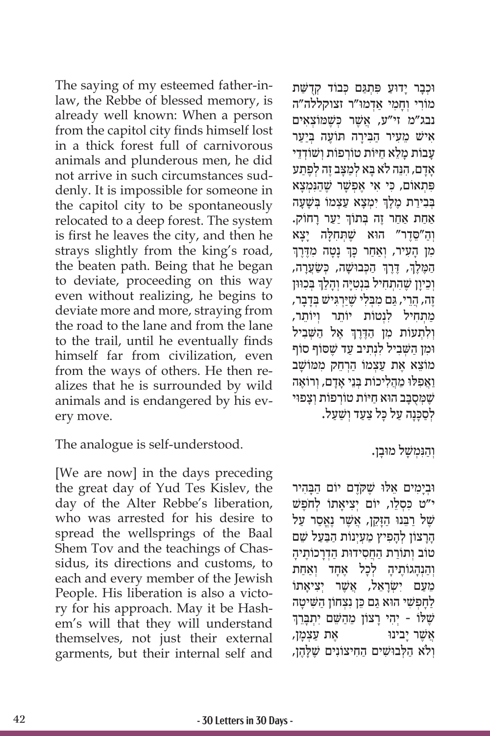The saying of my esteemed father-in-law, the Rebbe of blessed memory, is already well known: When a person from the capitol city finds himself lost in a thick forest full of carnivorous animals and plunderous men, he did not arrive in such circumstances suddenly. It is impossible for someone in the capitol city to be spontaneously relocated to a deep forest. The system is first he leaves the city, and then he strays slightly from the king's road, the beaten path. Being that he began to deviate, proceeding on this way even without realizing, he begins to deviate more and more, straying from the road to the lane and from the lane to the trail, until he eventually finds himself far from civilization, even from the ways of others. He then realizes that he is surrounded by wild animals and is endangered by his every move.

The analogue is self-understood.

[We are now] in the days preceding the great day of Yud Tes Kislev, the day of the Alter Rebbe's liberation, who was arrested for his desire to spread the wellsprings of the Baal Shem Tov and the teachings of Chassidus, its directions and customs, to each and every member of the Jewish People. His liberation is also a victory for his approach. May it be Hashem's will that they will understand themselves, not just their external garments, but their internal self and

וּכְבָר יָדוּעַ פִּתְגַּם כְּבוֹד קְדֻשַּׁת מוֹרִי וְחָמִי אַדְמוּ"ר זצוקללה"ה נבג"מ זי"ע, אֲשֶׁר כְּשֶׁמּוֹצְאִים אִישׁ מֵעִיר הַבִּירָה תּוֹעֶה בְּיַעַר עָבוֹת מָלֵא חַיּוֹת טוֹרְפוֹת וְשׁוֹדְדֵי אָדָם, הִנֵּה לֹא בָּא לְמַצָּב זֶה לְפֶתַע פִּתְאוֹם, כִּי אִי אֶפְשָׁר שֶׁהַנִּמְצָא בְּבִירַת מֶלֶךְ יִמְצָא עַצְמוֹ בְּשָׁעָה אַחַת אַחַר זֶה בְּתוֹךְ יַעַר רָחוֹק. וְהַ"סֵּדֶר" הוּא שֶׁתְּחִלָּה יָצָא מִן הָעִיר, וְאַחַר כָּךְ נָטָה מִדֶּרֶךְ הַמֶּלֶךְ, דֶּרֶךְ הַכְּבוּשָׁה, כְּשַׂעֲרָה, וְכֵיוָן שֶׁהִתְחִיל בִּנְטִיָּה וְהָלַךְ בְּכִוּוּן זֶה, הֲרֵי, גַּם מִבְּלִי שֶׁיַּרְגִּישׁ בְּדָבָר, מַתְחִיל לִנְטוֹת יוֹתֵר וְיוֹתֵר, וְלִתְעוֹת מִן הַדֶּרֶךְ אֶל הַשְּׁבִיל וּמִן הַשְּׁבִיל לִנְתִיב עַד שֶׁסּוֹף סוֹף מוֹצֵא אֶת עַצְמוֹ הַרְחֵק מִמּוֹשָׁב וַאֲפִלּוּ מֵהֲלִיכוֹת בְּנֵי אָדָם, וְרוֹאֶה שֶׁמְּסֻבָּב הוּא חַיּוֹת טוֹרְפוֹת וְצָפוּי לְסַכָּנָה עַל כָּל צַעַד וָשַׁעַל.

וְהַנִּמְשָׁל מוּבָן.

וּבְיָמִים אֵלּוּ שֶׁקֹּדֶם יוֹם הַבָּהִיר י"ט כִּסְלֵו, יוֹם יְצִיאָתוֹ לְחָפְשִׁי שֶׁל רַבֵּנוּ הַזָּקֵן, אֲשֶׁר נֶאֱסַר עַל הָרָצוֹן לְהָפִיץ מַעְיְנוֹת הַבַּעַל שֵׁם טוֹב וְתוֹרַת הַחֲסִידוּת הַדְרָכוֹתֶיהָ וְהַנְהָגוֹתֶיהָ לְכָל אֶחָד וְאַחַת מֵעַם יִשְׂרָאֵל, אֲשֶׁר יְצִיאָתוֹ לַחָפְשִׁי הוּא גַּם כֵּן נִצָּחוֹן הַשִּׁיטָה שֶׁלּוֹ - יְהִי רָצוֹן מֵהַשֵּׁם יִתְבָּרֵךְ אֲשֶׁר יָבִינוּ אֶת עַצְמָן, וְלֹא הַלְּבוּשִׁים הַחִיצוֹנִים שֶׁלָּהֶן,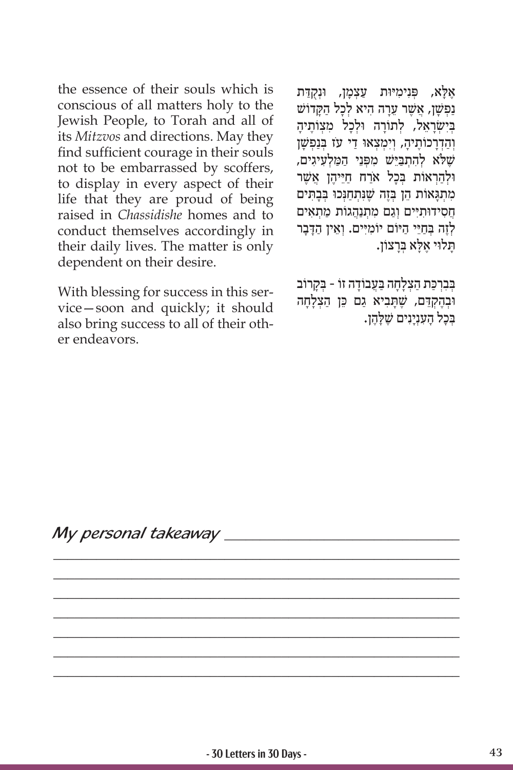אֶלָּא, פְּנִימִיּוּת עַצְמָן, וּנְקֻדַּת נַפְשָׁן, אֲשֶׁר עֵרָה הִיא לְכָל הַקָּדוֹשׁ בְּיִשְׂרָאֵל, לְתוֹרָה וּלְכָל מִצְוֹתֶיהָ וְהַדְרָכוֹתֶיהָ, וְיִמְצְאוּ דֵּי עֹז בְּנַפְשָׁן שֶׁלֹּא לְהִתְבַּיֵּשׁ מִפְּנֵי הַמַּלְעִיגִים, וּלְהֵרָאוֹת בְּכָל אֹרַח חַיֵּיהֶן אֲשֶׁר מִתְגָּאוֹת הֵן בְּזֶה שֶׁנִּתְחַנְּכוּ בְּבָתִּים חֲסִידוּתִיִּים וְגַם מִתְנַהֲגוֹת מַתְאִים לְזֶה בְּחַיֵּי הַיּוֹם יוֹמִיִּים. וְאֵין הַדָּבָר תָּלוּי אֶלָּא בְּרָצוֹן.

בְּבִרְכַּת הַצְלָחָה בַּעֲבוֹדָה זוֹ - בְּקָרוֹב וּבְהֶקְדֵּם, שֶׁתָּבִיא גַּם כֵּן הַצְלָחָה בְּכָל הָעִנְיָנִים שֶׁלָּהֶן.

the essence of their souls which is conscious of all matters holy to the Jewish People, to Torah and all of its *Mitzvos* and directions. May they find sufficient courage in their souls not to be embarrassed by scoffers, to display in every aspect of their life that they are proud of being raised in *Chassidishe* homes and to conduct themselves accordingly in their daily lives. The matter is only dependent on their desire.

With blessing for success in this service—soon and quickly; it should also bring success to all of their other endeavors.

*My personal takeaway* ______________________________

_______________________________________________

_______________________________________________

_______________________________________________

_______________________________________________

_______________________________________________

_______________________________________________

_______________________________________________